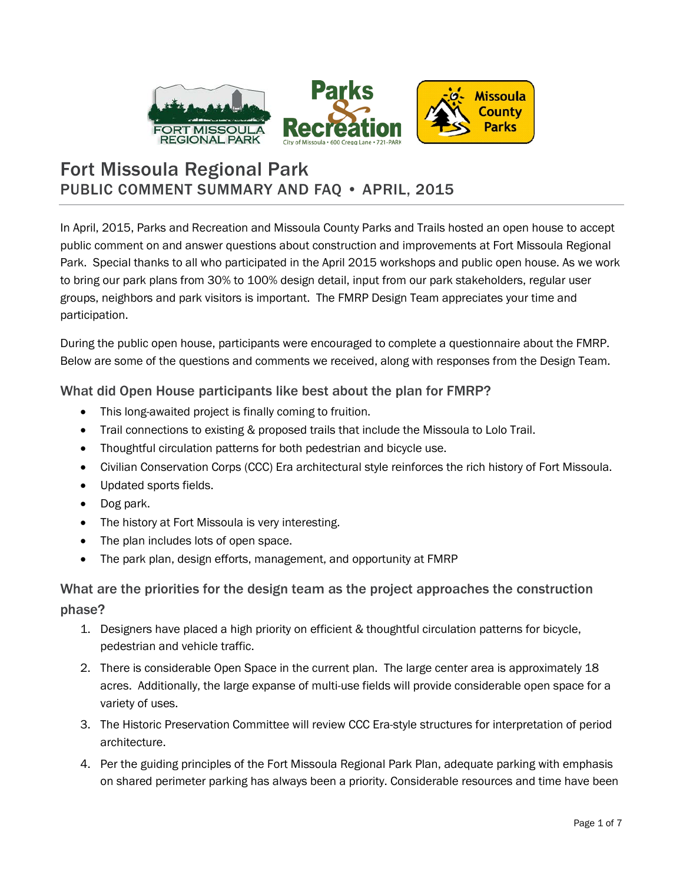# Fort Missoula Regional Park

## PUBLIC COMMENT SUMMARY AND FAQ • APRIL, 2015

In April, 2015, Parks and Recreation and Missoula County Parks and Trails hosted an open house to accept public comment on and answer questions about construction and improvements at Fort Missoula Regional Park. Special thanks to all who participated in the April 2015 workshops and public open house. As we work to bring our park plans from 30% to 100% design detail, input from our park stakeholders, regular user groups, neighbors and park visitors is important. The FMRP Design Team appreciates your time and participation.

During the public open house, participants were encouraged to complete a questionnaire about the FMRP. Below are some of the questions and comments we received, along with responses from the Design Team.

### What did Open House participants like best about the plan for FMRP?

- This long-awaited project is finally coming to fruition.
- Trail connections to existing & proposed trails that include the Missoula to Lolo Trail.
- Thoughtful circulation patterns for both pedestrian and bicycle use.
- Civilian Conservation Corps (CCC) Era architectural style reinforces the rich history of Fort Missoula.
- Updated sports fields.
- Dog park.
- The history at Fort Missoula is very interesting.
- The plan includes lots of open space.
- The park plan, design efforts, management, and opportunity at FMRP

### What are the priorities for the design team as the project approaches the construction phase?

1. Designers have placed a high priority on efficient & thoughtful circulation patterns for bicycle, pedestrian and vehicle traffic.
2. There is considerable Open Space in the current plan. The large center area is approximately 18 acres. Additionally, the large expanse of multi-use fields will provide considerable open space for a variety of uses.
3. The Historic Preservation Committee will review CCC Era-style structures for interpretation of period architecture.
4. Per the guiding principles of the Fort Missoula Regional Park Plan, adequate parking with emphasis on shared perimeter parking has always been a priority. Considerable resources and time have been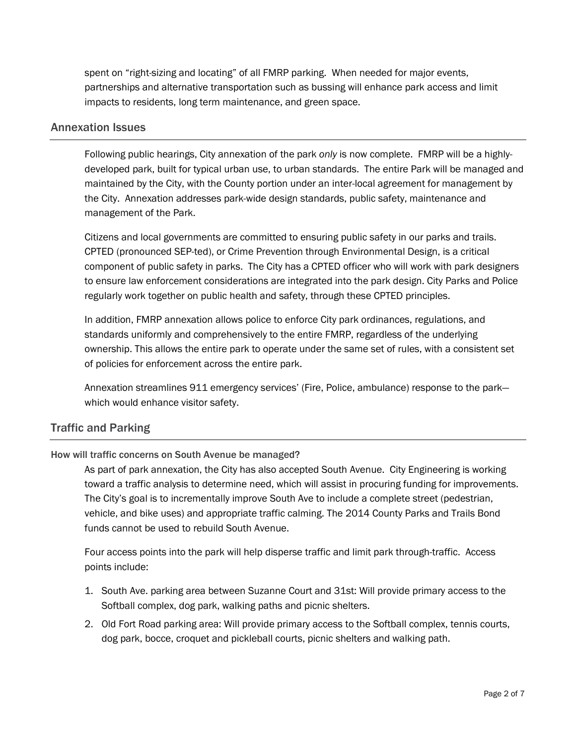spent on "right-sizing and locating" of all FMRP parking. When needed for major events, partnerships and alternative transportation such as bussing will enhance park access and limit impacts to residents, long term maintenance, and green space.

## Annexation Issues

Following public hearings, City annexation of the park *only* is now complete. FMRP will be a highly-developed park, built for typical urban use, to urban standards. The entire Park will be managed and maintained by the City, with the County portion under an inter-local agreement for management by the City. Annexation addresses park-wide design standards, public safety, maintenance and management of the Park.

Citizens and local governments are committed to ensuring public safety in our parks and trails. CPTED (pronounced SEP-ted), or Crime Prevention through Environmental Design, is a critical component of public safety in parks. The City has a CPTED officer who will work with park designers to ensure law enforcement considerations are integrated into the park design. City Parks and Police regularly work together on public health and safety, through these CPTED principles.

In addition, FMRP annexation allows police to enforce City park ordinances, regulations, and standards uniformly and comprehensively to the entire FMRP, regardless of the underlying ownership. This allows the entire park to operate under the same set of rules, with a consistent set of policies for enforcement across the entire park.

Annexation streamlines 911 emergency services' (Fire, Police, ambulance) response to the park—which would enhance visitor safety.

## Traffic and Parking

### How will traffic concerns on South Avenue be managed?

As part of park annexation, the City has also accepted South Avenue. City Engineering is working toward a traffic analysis to determine need, which will assist in procuring funding for improvements. The City's goal is to incrementally improve South Ave to include a complete street (pedestrian, vehicle, and bike uses) and appropriate traffic calming. The 2014 County Parks and Trails Bond funds cannot be used to rebuild South Avenue.

Four access points into the park will help disperse traffic and limit park through-traffic. Access points include:

1. South Ave. parking area between Suzanne Court and 31st: Will provide primary access to the Softball complex, dog park, walking paths and picnic shelters.
2. Old Fort Road parking area: Will provide primary access to the Softball complex, tennis courts, dog park, bocce, croquet and pickleball courts, picnic shelters and walking path.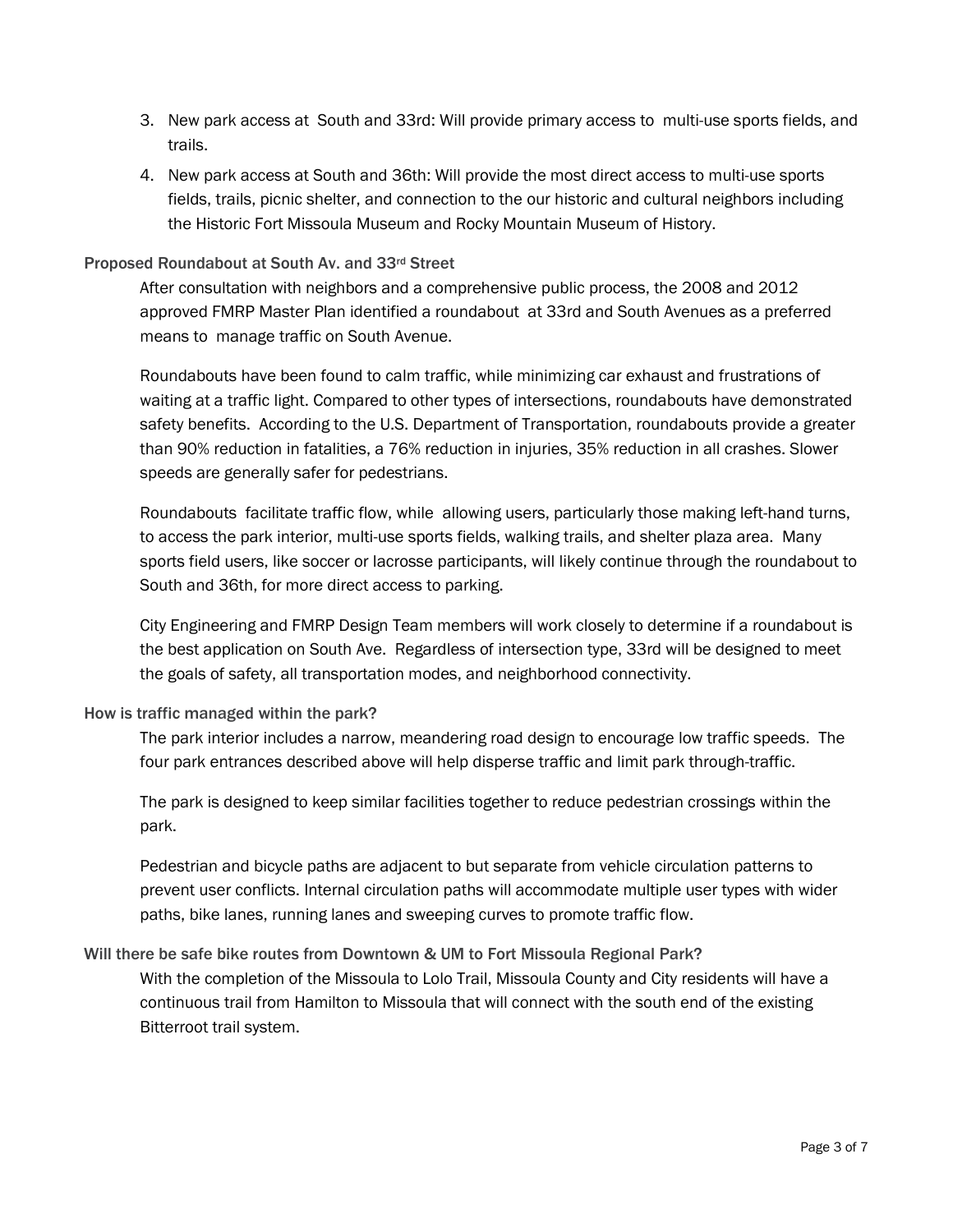3. New park access at South and 33rd: Will provide primary access to multi-use sports fields, and trails.
4. New park access at South and 36th: Will provide the most direct access to multi-use sports fields, trails, picnic shelter, and connection to the our historic and cultural neighbors including the Historic Fort Missoula Museum and Rocky Mountain Museum of History.

### Proposed Roundabout at South Av. and 33rd Street

After consultation with neighbors and a comprehensive public process, the 2008 and 2012 approved FMRP Master Plan identified a roundabout at 33rd and South Avenues as a preferred means to manage traffic on South Avenue.

Roundabouts have been found to calm traffic, while minimizing car exhaust and frustrations of waiting at a traffic light. Compared to other types of intersections, roundabouts have demonstrated safety benefits. According to the U.S. Department of Transportation, roundabouts provide a greater than 90% reduction in fatalities, a 76% reduction in injuries, 35% reduction in all crashes. Slower speeds are generally safer for pedestrians.

Roundabouts facilitate traffic flow, while allowing users, particularly those making left-hand turns, to access the park interior, multi-use sports fields, walking trails, and shelter plaza area. Many sports field users, like soccer or lacrosse participants, will likely continue through the roundabout to South and 36th, for more direct access to parking.

City Engineering and FMRP Design Team members will work closely to determine if a roundabout is the best application on South Ave. Regardless of intersection type, 33rd will be designed to meet the goals of safety, all transportation modes, and neighborhood connectivity.

### How is traffic managed within the park?

The park interior includes a narrow, meandering road design to encourage low traffic speeds. The four park entrances described above will help disperse traffic and limit park through-traffic.

The park is designed to keep similar facilities together to reduce pedestrian crossings within the park.

Pedestrian and bicycle paths are adjacent to but separate from vehicle circulation patterns to prevent user conflicts. Internal circulation paths will accommodate multiple user types with wider paths, bike lanes, running lanes and sweeping curves to promote traffic flow.

### Will there be safe bike routes from Downtown & UM to Fort Missoula Regional Park?

With the completion of the Missoula to Lolo Trail, Missoula County and City residents will have a continuous trail from Hamilton to Missoula that will connect with the south end of the existing Bitterroot trail system.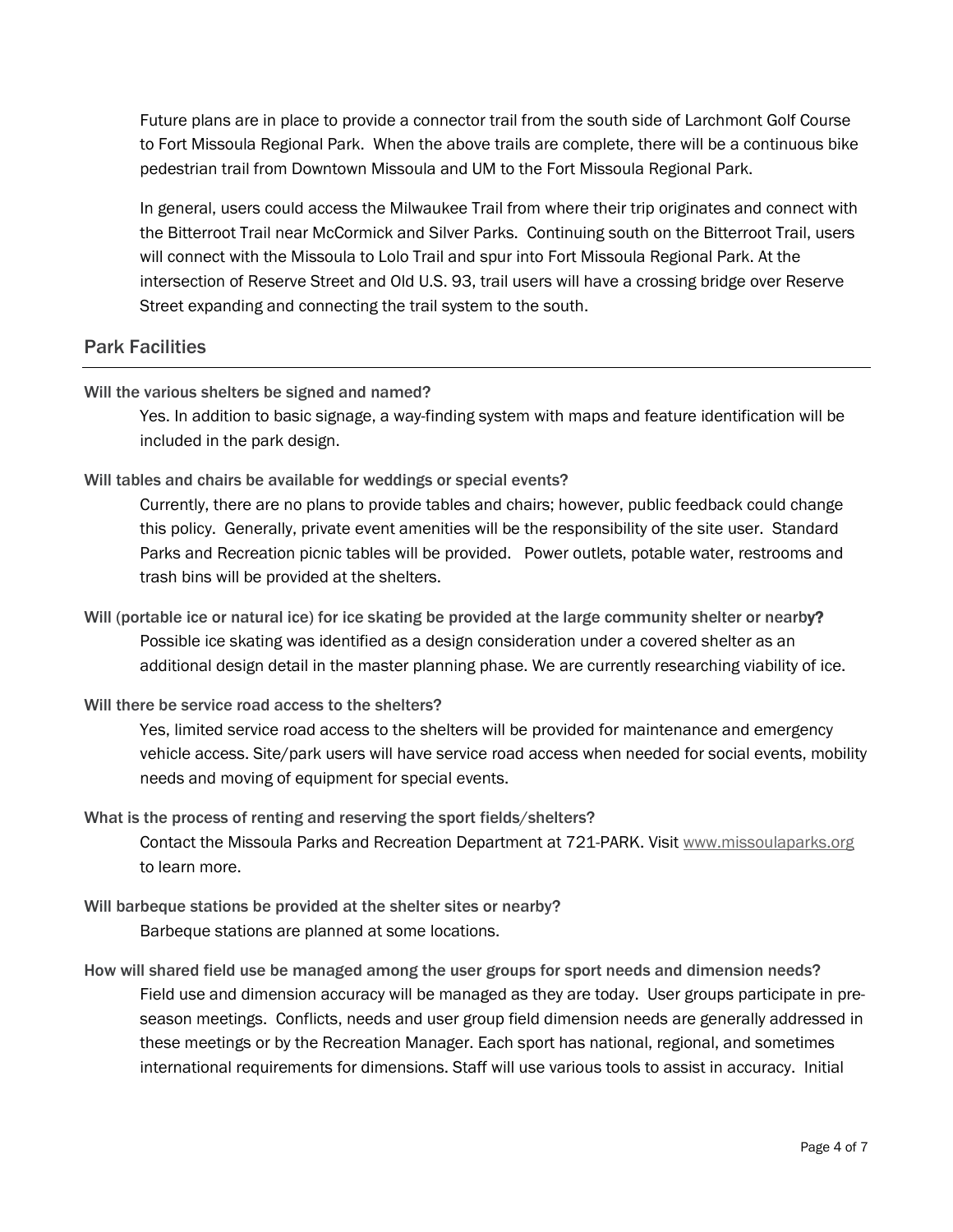Future plans are in place to provide a connector trail from the south side of Larchmont Golf Course to Fort Missoula Regional Park. When the above trails are complete, there will be a continuous bike pedestrian trail from Downtown Missoula and UM to the Fort Missoula Regional Park.

In general, users could access the Milwaukee Trail from where their trip originates and connect with the Bitterroot Trail near McCormick and Silver Parks. Continuing south on the Bitterroot Trail, users will connect with the Missoula to Lolo Trail and spur into Fort Missoula Regional Park. At the intersection of Reserve Street and Old U.S. 93, trail users will have a crossing bridge over Reserve Street expanding and connecting the trail system to the south.

## Park Facilities

**Will the various shelters be signed and named?**

Yes. In addition to basic signage, a way-finding system with maps and feature identification will be included in the park design.

**Will tables and chairs be available for weddings or special events?**

Currently, there are no plans to provide tables and chairs; however, public feedback could change this policy. Generally, private event amenities will be the responsibility of the site user. Standard Parks and Recreation picnic tables will be provided. Power outlets, potable water, restrooms and trash bins will be provided at the shelters.

**Will (portable ice or natural ice) for ice skating be provided at the large community shelter or nearby?**

Possible ice skating was identified as a design consideration under a covered shelter as an additional design detail in the master planning phase. We are currently researching viability of ice.

**Will there be service road access to the shelters?**

Yes, limited service road access to the shelters will be provided for maintenance and emergency vehicle access. Site/park users will have service road access when needed for social events, mobility needs and moving of equipment for special events.

**What is the process of renting and reserving the sport fields/shelters?**

Contact the Missoula Parks and Recreation Department at 721-PARK. Visit www.missoulaparks.org to learn more.

**Will barbeque stations be provided at the shelter sites or nearby?**

Barbeque stations are planned at some locations.

**How will shared field use be managed among the user groups for sport needs and dimension needs?**

Field use and dimension accuracy will be managed as they are today. User groups participate in pre-season meetings. Conflicts, needs and user group field dimension needs are generally addressed in these meetings or by the Recreation Manager. Each sport has national, regional, and sometimes international requirements for dimensions. Staff will use various tools to assist in accuracy. Initial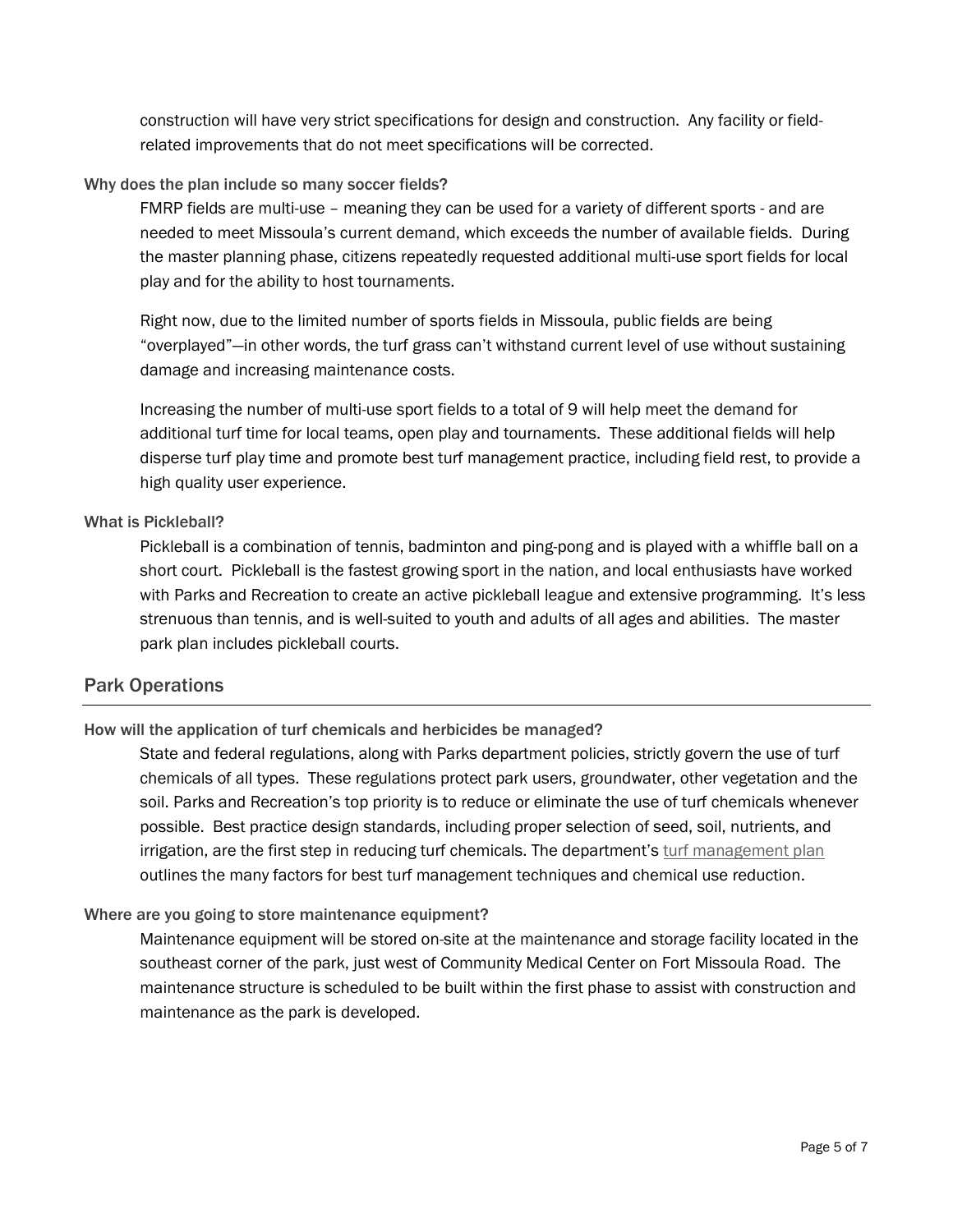construction will have very strict specifications for design and construction. Any facility or field-related improvements that do not meet specifications will be corrected.

### Why does the plan include so many soccer fields?

FMRP fields are multi-use – meaning they can be used for a variety of different sports - and are needed to meet Missoula's current demand, which exceeds the number of available fields. During the master planning phase, citizens repeatedly requested additional multi-use sport fields for local play and for the ability to host tournaments.

Right now, due to the limited number of sports fields in Missoula, public fields are being "overplayed"—in other words, the turf grass can't withstand current level of use without sustaining damage and increasing maintenance costs.

Increasing the number of multi-use sport fields to a total of 9 will help meet the demand for additional turf time for local teams, open play and tournaments. These additional fields will help disperse turf play time and promote best turf management practice, including field rest, to provide a high quality user experience.

### What is Pickleball?

Pickleball is a combination of tennis, badminton and ping-pong and is played with a whiffle ball on a short court. Pickleball is the fastest growing sport in the nation, and local enthusiasts have worked with Parks and Recreation to create an active pickleball league and extensive programming. It's less strenuous than tennis, and is well-suited to youth and adults of all ages and abilities. The master park plan includes pickleball courts.

## Park Operations

### How will the application of turf chemicals and herbicides be managed?

State and federal regulations, along with Parks department policies, strictly govern the use of turf chemicals of all types. These regulations protect park users, groundwater, other vegetation and the soil. Parks and Recreation's top priority is to reduce or eliminate the use of turf chemicals whenever possible. Best practice design standards, including proper selection of seed, soil, nutrients, and irrigation, are the first step in reducing turf chemicals. The department's turf management plan outlines the many factors for best turf management techniques and chemical use reduction.

### Where are you going to store maintenance equipment?

Maintenance equipment will be stored on-site at the maintenance and storage facility located in the southeast corner of the park, just west of Community Medical Center on Fort Missoula Road. The maintenance structure is scheduled to be built within the first phase to assist with construction and maintenance as the park is developed.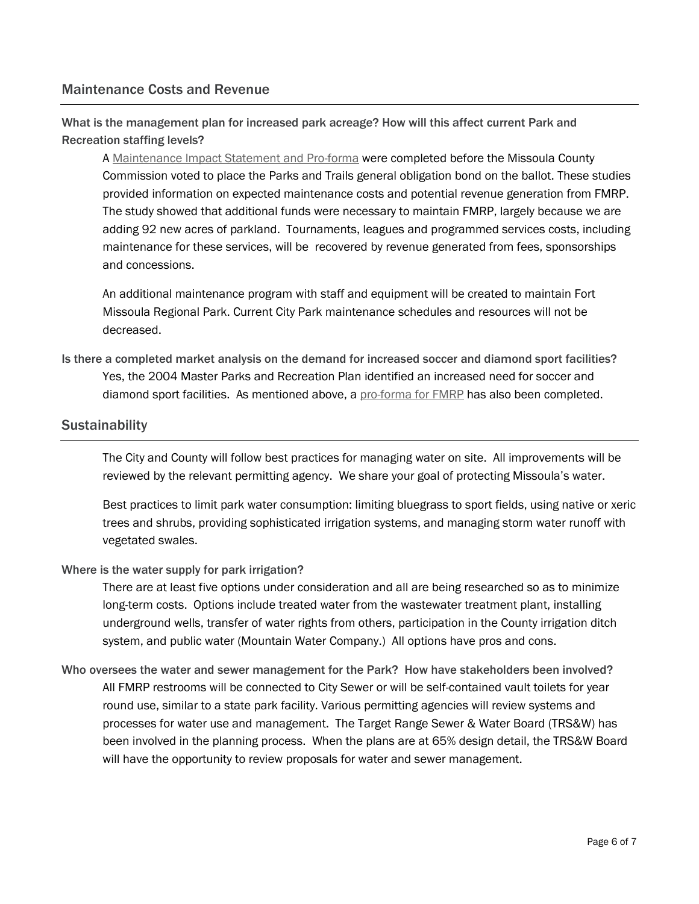## Maintenance Costs and Revenue

**What is the management plan for increased park acreage? How will this affect current Park and Recreation staffing levels?**

A [Maintenance Impact Statement and Pro-forma] were completed before the Missoula County Commission voted to place the Parks and Trails general obligation bond on the ballot. These studies provided information on expected maintenance costs and potential revenue generation from FMRP. The study showed that additional funds were necessary to maintain FMRP, largely because we are adding 92 new acres of parkland. Tournaments, leagues and programmed services costs, including maintenance for these services, will be recovered by revenue generated from fees, sponsorships and concessions.

An additional maintenance program with staff and equipment will be created to maintain Fort Missoula Regional Park. Current City Park maintenance schedules and resources will not be decreased.

**Is there a completed market analysis on the demand for increased soccer and diamond sport facilities?**

Yes, the 2004 Master Parks and Recreation Plan identified an increased need for soccer and diamond sport facilities. As mentioned above, a [pro-forma for FMRP] has also been completed.

## Sustainability

The City and County will follow best practices for managing water on site. All improvements will be reviewed by the relevant permitting agency. We share your goal of protecting Missoula's water.

Best practices to limit park water consumption: limiting bluegrass to sport fields, using native or xeric trees and shrubs, providing sophisticated irrigation systems, and managing storm water runoff with vegetated swales.

**Where is the water supply for park irrigation?**

There are at least five options under consideration and all are being researched so as to minimize long-term costs. Options include treated water from the wastewater treatment plant, installing underground wells, transfer of water rights from others, participation in the County irrigation ditch system, and public water (Mountain Water Company.) All options have pros and cons.

**Who oversees the water and sewer management for the Park? How have stakeholders been involved?**

All FMRP restrooms will be connected to City Sewer or will be self-contained vault toilets for year round use, similar to a state park facility. Various permitting agencies will review systems and processes for water use and management. The Target Range Sewer & Water Board (TRS&W) has been involved in the planning process. When the plans are at 65% design detail, the TRS&W Board will have the opportunity to review proposals for water and sewer management.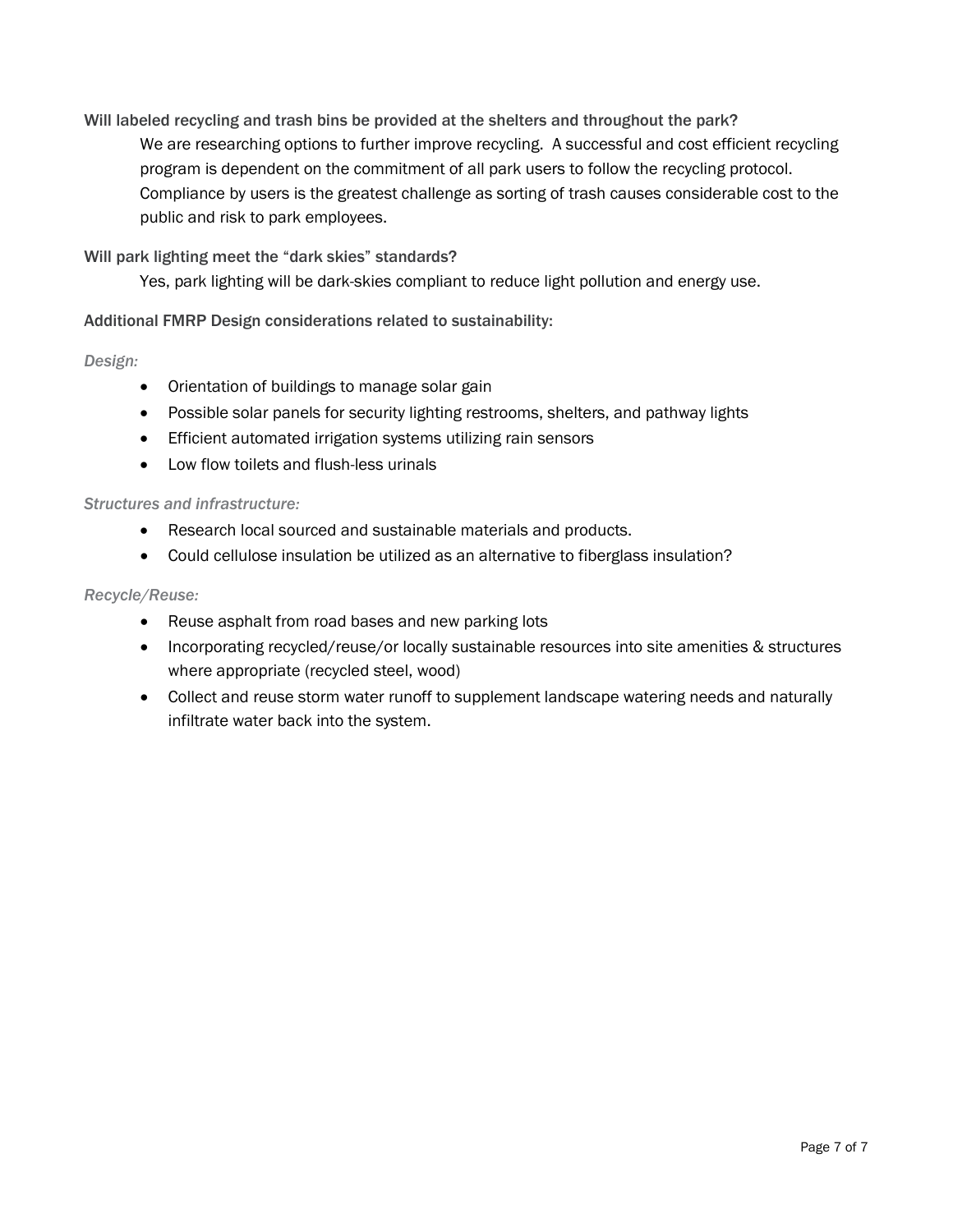**Will labeled recycling and trash bins be provided at the shelters and throughout the park?**

We are researching options to further improve recycling. A successful and cost efficient recycling program is dependent on the commitment of all park users to follow the recycling protocol. Compliance by users is the greatest challenge as sorting of trash causes considerable cost to the public and risk to park employees.

**Will park lighting meet the "dark skies" standards?**

Yes, park lighting will be dark-skies compliant to reduce light pollution and energy use.

**Additional FMRP Design considerations related to sustainability:**

*Design:*

- Orientation of buildings to manage solar gain
- Possible solar panels for security lighting restrooms, shelters, and pathway lights
- Efficient automated irrigation systems utilizing rain sensors
- Low flow toilets and flush-less urinals

*Structures and infrastructure:*

- Research local sourced and sustainable materials and products.
- Could cellulose insulation be utilized as an alternative to fiberglass insulation?

*Recycle/Reuse:*

- Reuse asphalt from road bases and new parking lots
- Incorporating recycled/reuse/or locally sustainable resources into site amenities & structures where appropriate (recycled steel, wood)
- Collect and reuse storm water runoff to supplement landscape watering needs and naturally infiltrate water back into the system.